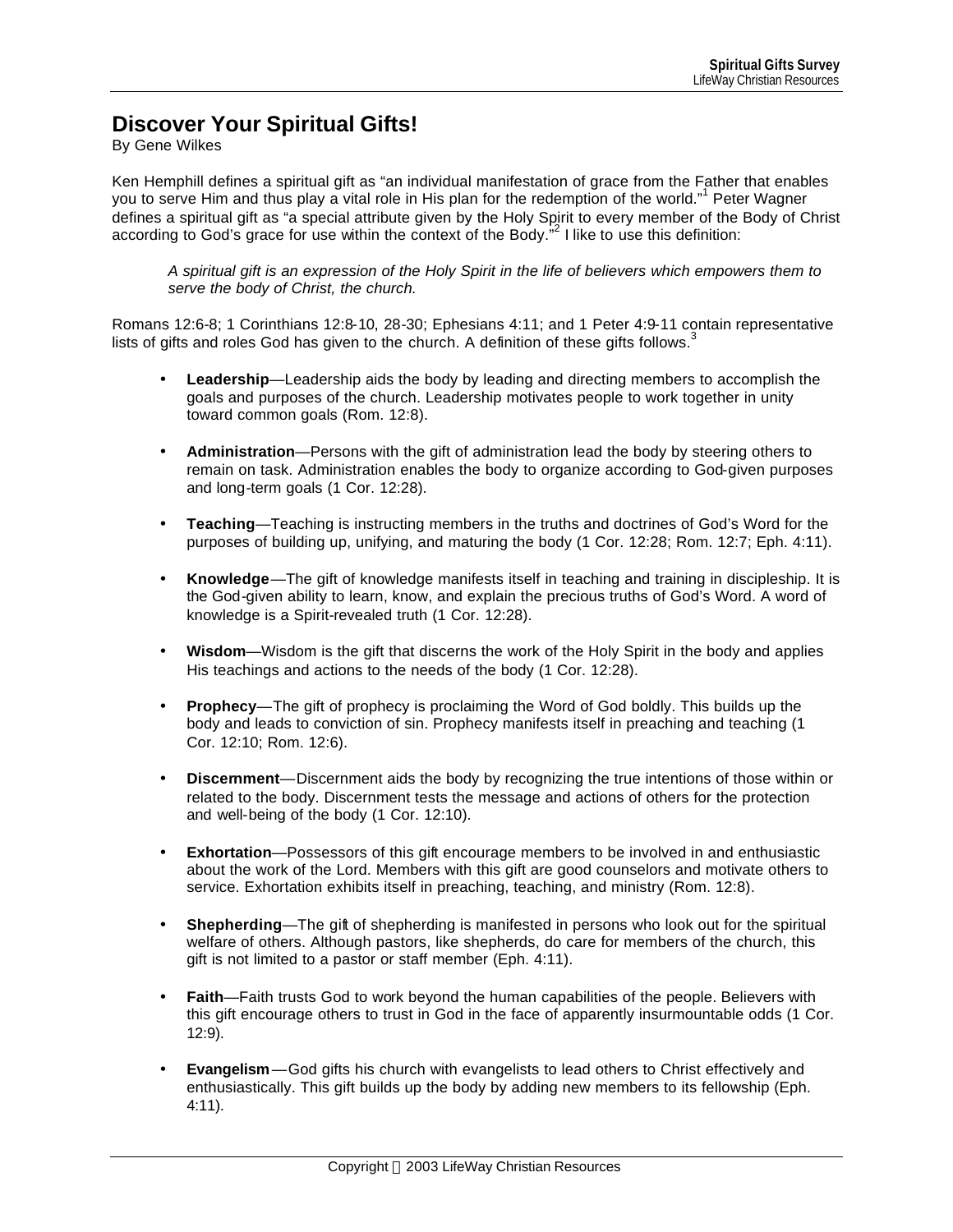# Discover Your Spiritual Gifts!

By Gene Wilkes

Ken Hemphill defines a spiritual gift as "an individual manifestation of grace from the Father that enables you to serve Him and thus play a vital role in His plan for the redemption of the world."[1] Peter Wagner defines a spiritual gift as "a special attribute given by the Holy Spirit to every member of the Body of Christ according to God's grace for use within the context of the Body."[2] I like to use this definition:

> *A spiritual gift is an expression of the Holy Spirit in the life of believers which empowers them to serve the body of Christ, the church.*

Romans 12:6-8; 1 Corinthians 12:8-10, 28-30; Ephesians 4:11; and 1 Peter 4:9-11 contain representative lists of gifts and roles God has given to the church. A definition of these gifts follows.[3]

- **Leadership**—Leadership aids the body by leading and directing members to accomplish the goals and purposes of the church. Leadership motivates people to work together in unity toward common goals (Rom. 12:8).

- **Administration**—Persons with the gift of administration lead the body by steering others to remain on task. Administration enables the body to organize according to God-given purposes and long-term goals (1 Cor. 12:28).

- **Teaching**—Teaching is instructing members in the truths and doctrines of God's Word for the purposes of building up, unifying, and maturing the body (1 Cor. 12:28; Rom. 12:7; Eph. 4:11).

- **Knowledge**—The gift of knowledge manifests itself in teaching and training in discipleship. It is the God-given ability to learn, know, and explain the precious truths of God's Word. A word of knowledge is a Spirit-revealed truth (1 Cor. 12:28).

- **Wisdom**—Wisdom is the gift that discerns the work of the Holy Spirit in the body and applies His teachings and actions to the needs of the body (1 Cor. 12:28).

- **Prophecy**—The gift of prophecy is proclaiming the Word of God boldly. This builds up the body and leads to conviction of sin. Prophecy manifests itself in preaching and teaching (1 Cor. 12:10; Rom. 12:6).

- **Discernment**—Discernment aids the body by recognizing the true intentions of those within or related to the body. Discernment tests the message and actions of others for the protection and well-being of the body (1 Cor. 12:10).

- **Exhortation**—Possessors of this gift encourage members to be involved in and enthusiastic about the work of the Lord. Members with this gift are good counselors and motivate others to service. Exhortation exhibits itself in preaching, teaching, and ministry (Rom. 12:8).

- **Shepherding**—The gift of shepherding is manifested in persons who look out for the spiritual welfare of others. Although pastors, like shepherds, do care for members of the church, this gift is not limited to a pastor or staff member (Eph. 4:11).

- **Faith**—Faith trusts God to work beyond the human capabilities of the people. Believers with this gift encourage others to trust in God in the face of apparently insurmountable odds (1 Cor. 12:9).

- **Evangelism**—God gifts his church with evangelists to lead others to Christ effectively and enthusiastically. This gift builds up the body by adding new members to its fellowship (Eph. 4:11).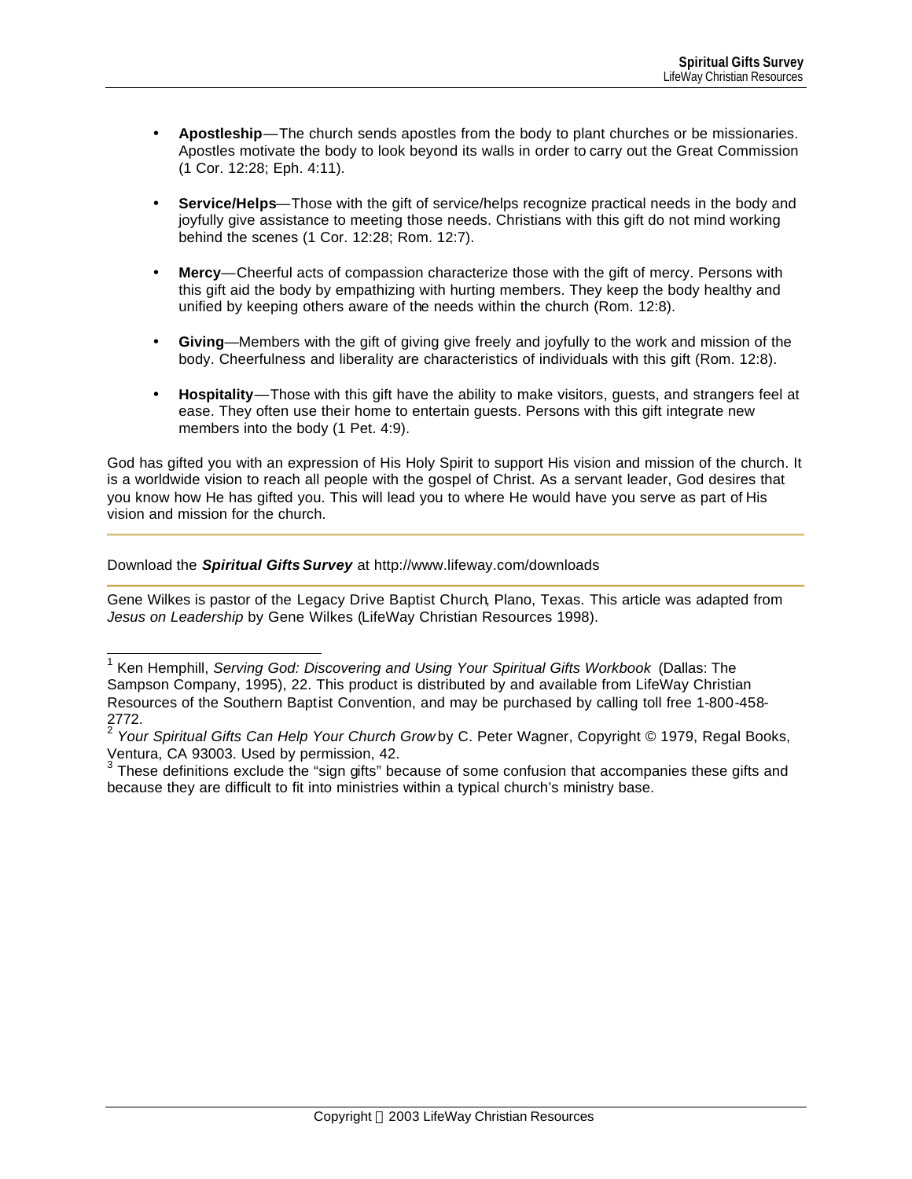- **Apostleship**—The church sends apostles from the body to plant churches or be missionaries. Apostles motivate the body to look beyond its walls in order to carry out the Great Commission (1 Cor. 12:28; Eph. 4:11).

- **Service/Helps**—Those with the gift of service/helps recognize practical needs in the body and joyfully give assistance to meeting those needs. Christians with this gift do not mind working behind the scenes (1 Cor. 12:28; Rom. 12:7).

- **Mercy**—Cheerful acts of compassion characterize those with the gift of mercy. Persons with this gift aid the body by empathizing with hurting members. They keep the body healthy and unified by keeping others aware of the needs within the church (Rom. 12:8).

- **Giving**—Members with the gift of giving give freely and joyfully to the work and mission of the body. Cheerfulness and liberality are characteristics of individuals with this gift (Rom. 12:8).

- **Hospitality**—Those with this gift have the ability to make visitors, guests, and strangers feel at ease. They often use their home to entertain guests. Persons with this gift integrate new members into the body (1 Pet. 4:9).

God has gifted you with an expression of His Holy Spirit to support His vision and mission of the church. It is a worldwide vision to reach all people with the gospel of Christ. As a servant leader, God desires that you know how He has gifted you. This will lead you to where He would have you serve as part of His vision and mission for the church.

---

Download the ***Spiritual Gifts Survey*** at http://www.lifeway.com/downloads

---

Gene Wilkes is pastor of the Legacy Drive Baptist Church, Plano, Texas. This article was adapted from *Jesus on Leadership* by Gene Wilkes (LifeWay Christian Resources 1998).

[1] Ken Hemphill, *Serving God: Discovering and Using Your Spiritual Gifts Workbook* (Dallas: The Sampson Company, 1995), 22. This product is distributed by and available from LifeWay Christian Resources of the Southern Baptist Convention, and may be purchased by calling toll free 1-800-458-2772.

[2] *Your Spiritual Gifts Can Help Your Church Grow* by C. Peter Wagner, Copyright © 1979, Regal Books, Ventura, CA 93003. Used by permission, 42.

[3] These definitions exclude the "sign gifts" because of some confusion that accompanies these gifts and because they are difficult to fit into ministries within a typical church's ministry base.

Copyright © 2003 LifeWay Christian Resources